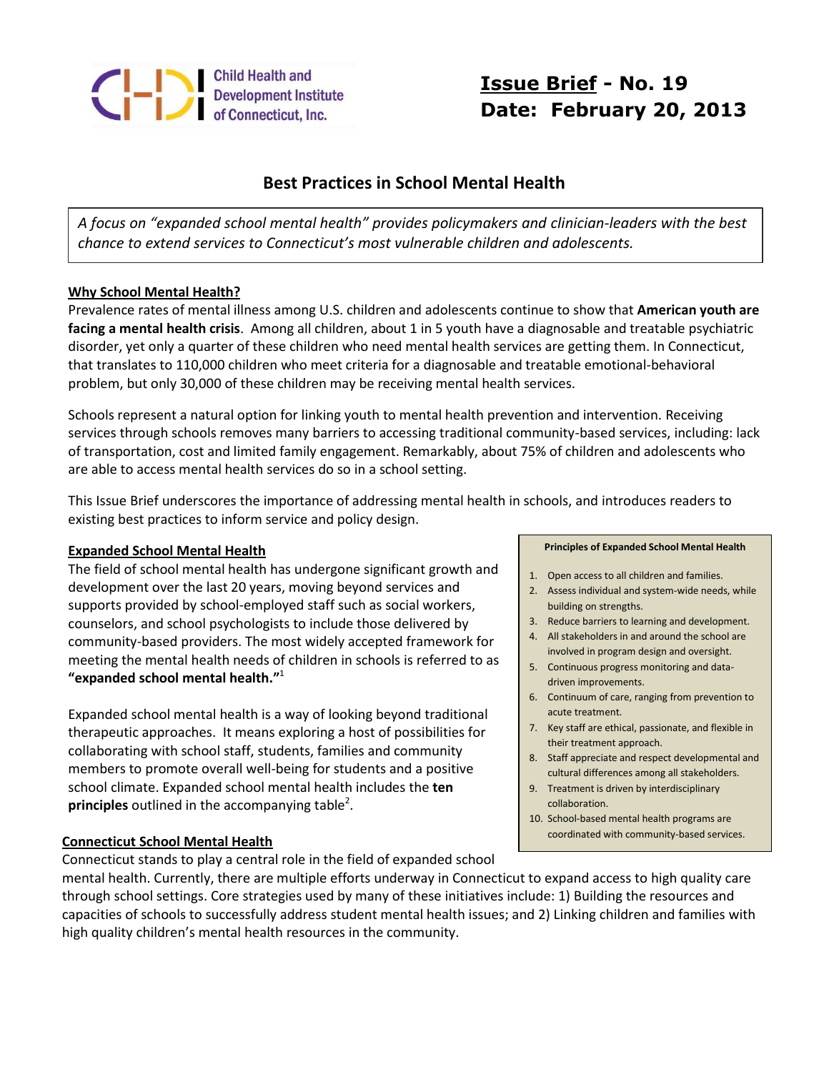Child Health and Development Institute of Connecticut, Inc.

**Issue Brief - No. 19**
**Date: February 20, 2013**

# Best Practices in School Mental Health

*A focus on "expanded school mental health" provides policymakers and clinician-leaders with the best chance to extend services to Connecticut's most vulnerable children and adolescents.*

## Why School Mental Health?

Prevalence rates of mental illness among U.S. children and adolescents continue to show that **American youth are facing a mental health crisis**. Among all children, about 1 in 5 youth have a diagnosable and treatable psychiatric disorder, yet only a quarter of these children who need mental health services are getting them. In Connecticut, that translates to 110,000 children who meet criteria for a diagnosable and treatable emotional-behavioral problem, but only 30,000 of these children may be receiving mental health services.

Schools represent a natural option for linking youth to mental health prevention and intervention. Receiving services through schools removes many barriers to accessing traditional community-based services, including: lack of transportation, cost and limited family engagement. Remarkably, about 75% of children and adolescents who are able to access mental health services do so in a school setting.

This Issue Brief underscores the importance of addressing mental health in schools, and introduces readers to existing best practices to inform service and policy design.

## Expanded School Mental Health

The field of school mental health has undergone significant growth and development over the last 20 years, moving beyond services and supports provided by school-employed staff such as social workers, counselors, and school psychologists to include those delivered by community-based providers. The most widely accepted framework for meeting the mental health needs of children in schools is referred to as **"expanded school mental health."**[1]

Expanded school mental health is a way of looking beyond traditional therapeutic approaches. It means exploring a host of possibilities for collaborating with school staff, students, families and community members to promote overall well-being for students and a positive school climate. Expanded school mental health includes the **ten principles** outlined in the accompanying table[2].

**Principles of Expanded School Mental Health**

1. Open access to all children and families.
2. Assess individual and system-wide needs, while building on strengths.
3. Reduce barriers to learning and development.
4. All stakeholders in and around the school are involved in program design and oversight.
5. Continuous progress monitoring and data-driven improvements.
6. Continuum of care, ranging from prevention to acute treatment.
7. Key staff are ethical, passionate, and flexible in their treatment approach.
8. Staff appreciate and respect developmental and cultural differences among all stakeholders.
9. Treatment is driven by interdisciplinary collaboration.
10. School-based mental health programs are coordinated with community-based services.

## Connecticut School Mental Health

Connecticut stands to play a central role in the field of expanded school mental health. Currently, there are multiple efforts underway in Connecticut to expand access to high quality care through school settings. Core strategies used by many of these initiatives include: 1) Building the resources and capacities of schools to successfully address student mental health issues; and 2) Linking children and families with high quality children's mental health resources in the community.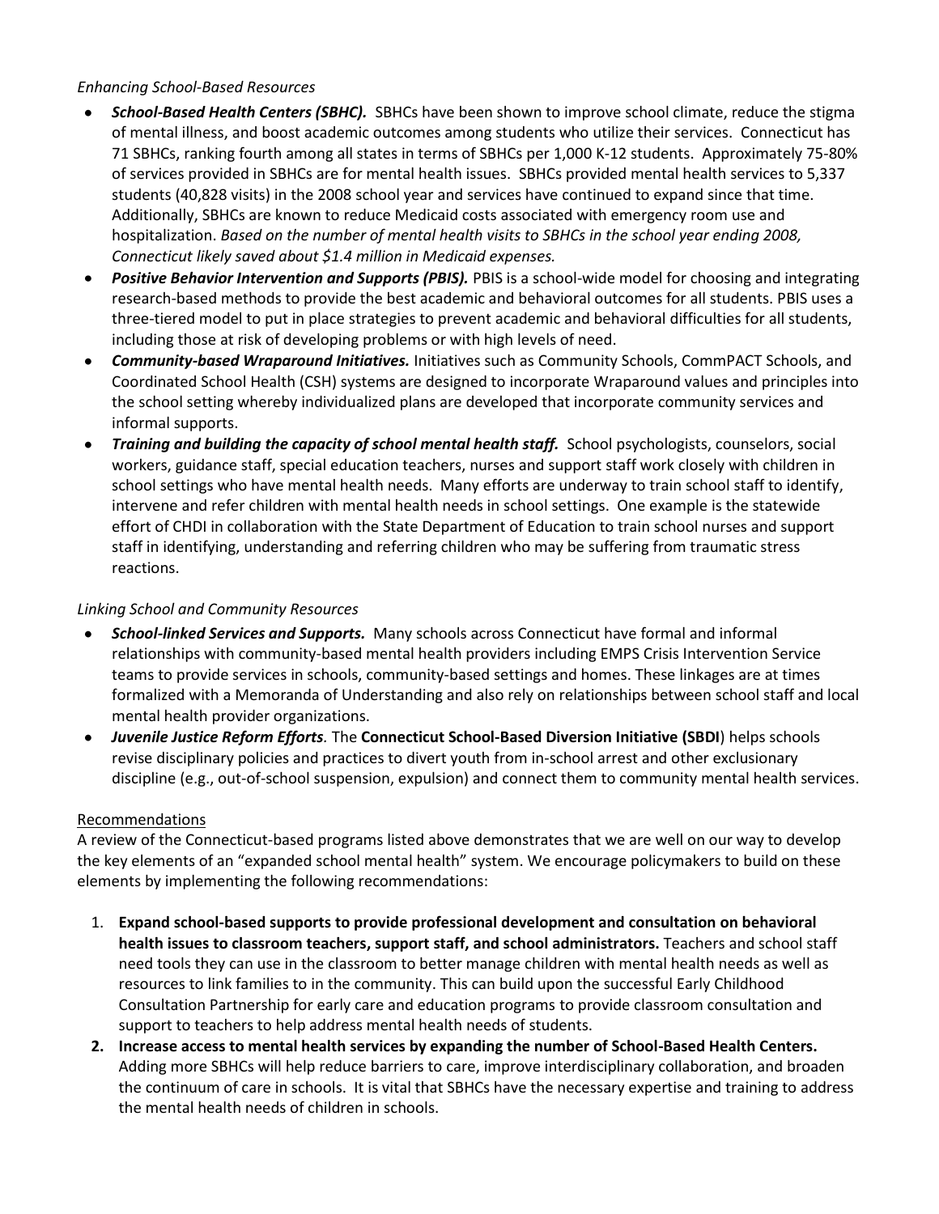*Enhancing School-Based Resources*

- ***School-Based Health Centers (SBHC).*** SBHCs have been shown to improve school climate, reduce the stigma of mental illness, and boost academic outcomes among students who utilize their services. Connecticut has 71 SBHCs, ranking fourth among all states in terms of SBHCs per 1,000 K-12 students. Approximately 75-80% of services provided in SBHCs are for mental health issues. SBHCs provided mental health services to 5,337 students (40,828 visits) in the 2008 school year and services have continued to expand since that time. Additionally, SBHCs are known to reduce Medicaid costs associated with emergency room use and hospitalization. *Based on the number of mental health visits to SBHCs in the school year ending 2008, Connecticut likely saved about $1.4 million in Medicaid expenses.*
- ***Positive Behavior Intervention and Supports (PBIS).*** PBIS is a school-wide model for choosing and integrating research-based methods to provide the best academic and behavioral outcomes for all students. PBIS uses a three-tiered model to put in place strategies to prevent academic and behavioral difficulties for all students, including those at risk of developing problems or with high levels of need.
- ***Community-based Wraparound Initiatives.*** Initiatives such as Community Schools, CommPACT Schools, and Coordinated School Health (CSH) systems are designed to incorporate Wraparound values and principles into the school setting whereby individualized plans are developed that incorporate community services and informal supports.
- ***Training and building the capacity of school mental health staff.*** School psychologists, counselors, social workers, guidance staff, special education teachers, nurses and support staff work closely with children in school settings who have mental health needs. Many efforts are underway to train school staff to identify, intervene and refer children with mental health needs in school settings. One example is the statewide effort of CHDI in collaboration with the State Department of Education to train school nurses and support staff in identifying, understanding and referring children who may be suffering from traumatic stress reactions.

*Linking School and Community Resources*

- ***School-linked Services and Supports.*** Many schools across Connecticut have formal and informal relationships with community-based mental health providers including EMPS Crisis Intervention Service teams to provide services in schools, community-based settings and homes. These linkages are at times formalized with a Memoranda of Understanding and also rely on relationships between school staff and local mental health provider organizations.
- ***Juvenile Justice Reform Efforts.*** The **Connecticut School-Based Diversion Initiative (SBDI**) helps schools revise disciplinary policies and practices to divert youth from in-school arrest and other exclusionary discipline (e.g., out-of-school suspension, expulsion) and connect them to community mental health services.

Recommendations

A review of the Connecticut-based programs listed above demonstrates that we are well on our way to develop the key elements of an "expanded school mental health" system. We encourage policymakers to build on these elements by implementing the following recommendations:

1. **Expand school-based supports to provide professional development and consultation on behavioral health issues to classroom teachers, support staff, and school administrators.** Teachers and school staff need tools they can use in the classroom to better manage children with mental health needs as well as resources to link families to in the community. This can build upon the successful Early Childhood Consultation Partnership for early care and education programs to provide classroom consultation and support to teachers to help address mental health needs of students.
2. **Increase access to mental health services by expanding the number of School-Based Health Centers.** Adding more SBHCs will help reduce barriers to care, improve interdisciplinary collaboration, and broaden the continuum of care in schools. It is vital that SBHCs have the necessary expertise and training to address the mental health needs of children in schools.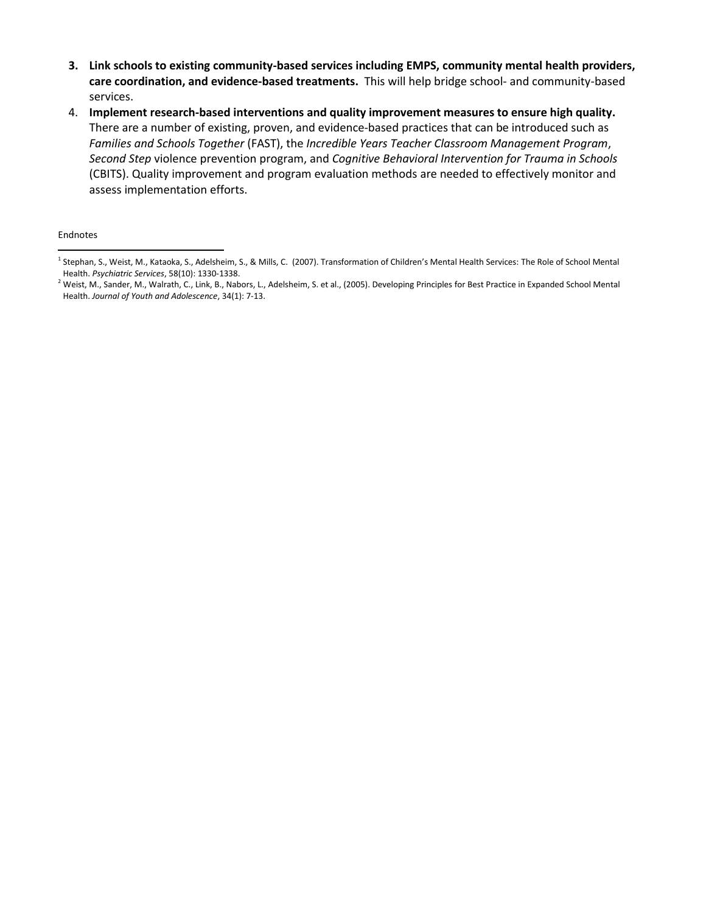3. **Link schools to existing community-based services including EMPS, community mental health providers, care coordination, and evidence-based treatments.** This will help bridge school- and community-based services.
4. **Implement research-based interventions and quality improvement measures to ensure high quality.** There are a number of existing, proven, and evidence-based practices that can be introduced such as *Families and Schools Together* (FAST), the *Incredible Years Teacher Classroom Management Program*, *Second Step* violence prevention program, and *Cognitive Behavioral Intervention for Trauma in Schools* (CBITS). Quality improvement and program evaluation methods are needed to effectively monitor and assess implementation efforts.

Endnotes

---

[1] Stephan, S., Weist, M., Kataoka, S., Adelsheim, S., & Mills, C. (2007). Transformation of Children's Mental Health Services: The Role of School Mental Health. *Psychiatric Services*, 58(10): 1330-1338.

[2] Weist, M., Sander, M., Walrath, C., Link, B., Nabors, L., Adelsheim, S. et al., (2005). Developing Principles for Best Practice in Expanded School Mental Health. *Journal of Youth and Adolescence*, 34(1): 7-13.